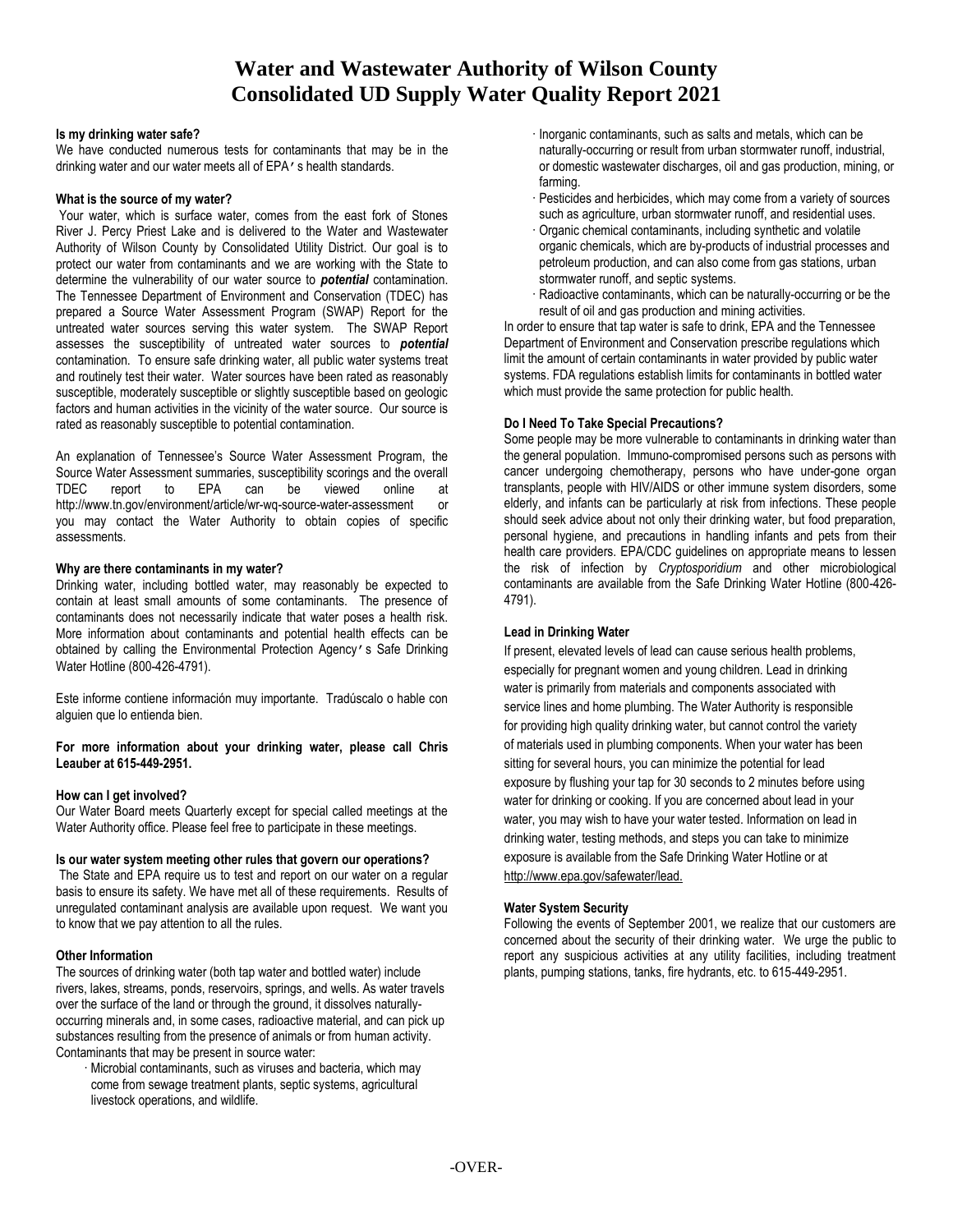# Water and Wastewater Authority of Wilson County
# Consolidated UD Supply Water Quality Report 2021

**Is my drinking water safe?**

We have conducted numerous tests for contaminants that may be in the drinking water and our water meets all of EPA's health standards.

**What is the source of my water?**

Your water, which is surface water, comes from the east fork of Stones River J. Percy Priest Lake and is delivered to the Water and Wastewater Authority of Wilson County by Consolidated Utility District. Our goal is to protect our water from contaminants and we are working with the State to determine the vulnerability of our water source to ***potential*** contamination. The Tennessee Department of Environment and Conservation (TDEC) has prepared a Source Water Assessment Program (SWAP) Report for the untreated water sources serving this water system. The SWAP Report assesses the susceptibility of untreated water sources to ***potential*** contamination. To ensure safe drinking water, all public water systems treat and routinely test their water. Water sources have been rated as reasonably susceptible, moderately susceptible or slightly susceptible based on geologic factors and human activities in the vicinity of the water source. Our source is rated as reasonably susceptible to potential contamination.

An explanation of Tennessee's Source Water Assessment Program, the Source Water Assessment summaries, susceptibility scorings and the overall TDEC report to EPA can be viewed online at http://www.tn.gov/environment/article/wr-wq-source-water-assessment or you may contact the Water Authority to obtain copies of specific assessments.

**Why are there contaminants in my water?**

Drinking water, including bottled water, may reasonably be expected to contain at least small amounts of some contaminants. The presence of contaminants does not necessarily indicate that water poses a health risk. More information about contaminants and potential health effects can be obtained by calling the Environmental Protection Agency's Safe Drinking Water Hotline (800-426-4791).

Este informe contiene información muy importante. Tradúscalo o hable con alguien que lo entienda bien.

**For more information about your drinking water, please call Chris Leauber at 615-449-2951.**

**How can I get involved?**

Our Water Board meets Quarterly except for special called meetings at the Water Authority office. Please feel free to participate in these meetings.

**Is our water system meeting other rules that govern our operations?**

The State and EPA require us to test and report on our water on a regular basis to ensure its safety. We have met all of these requirements. Results of unregulated contaminant analysis are available upon request. We want you to know that we pay attention to all the rules.

**Other Information**

The sources of drinking water (both tap water and bottled water) include rivers, lakes, streams, ponds, reservoirs, springs, and wells. As water travels over the surface of the land or through the ground, it dissolves naturally-occurring minerals and, in some cases, radioactive material, and can pick up substances resulting from the presence of animals or from human activity. Contaminants that may be present in source water:

- Microbial contaminants, such as viruses and bacteria, which may come from sewage treatment plants, septic systems, agricultural livestock operations, and wildlife.
- Inorganic contaminants, such as salts and metals, which can be naturally-occurring or result from urban stormwater runoff, industrial, or domestic wastewater discharges, oil and gas production, mining, or farming.
- Pesticides and herbicides, which may come from a variety of sources such as agriculture, urban stormwater runoff, and residential uses.
- Organic chemical contaminants, including synthetic and volatile organic chemicals, which are by-products of industrial processes and petroleum production, and can also come from gas stations, urban stormwater runoff, and septic systems.
- Radioactive contaminants, which can be naturally-occurring or be the result of oil and gas production and mining activities.

In order to ensure that tap water is safe to drink, EPA and the Tennessee Department of Environment and Conservation prescribe regulations which limit the amount of certain contaminants in water provided by public water systems. FDA regulations establish limits for contaminants in bottled water which must provide the same protection for public health.

**Do I Need To Take Special Precautions?**

Some people may be more vulnerable to contaminants in drinking water than the general population. Immuno-compromised persons such as persons with cancer undergoing chemotherapy, persons who have under-gone organ transplants, people with HIV/AIDS or other immune system disorders, some elderly, and infants can be particularly at risk from infections. These people should seek advice about not only their drinking water, but food preparation, personal hygiene, and precautions in handling infants and pets from their health care providers. EPA/CDC guidelines on appropriate means to lessen the risk of infection by *Cryptosporidium* and other microbiological contaminants are available from the Safe Drinking Water Hotline (800-426-4791).

**Lead in Drinking Water**

If present, elevated levels of lead can cause serious health problems, especially for pregnant women and young children. Lead in drinking water is primarily from materials and components associated with service lines and home plumbing. The Water Authority is responsible for providing high quality drinking water, but cannot control the variety of materials used in plumbing components. When your water has been sitting for several hours, you can minimize the potential for lead exposure by flushing your tap for 30 seconds to 2 minutes before using water for drinking or cooking. If you are concerned about lead in your water, you may wish to have your water tested. Information on lead in drinking water, testing methods, and steps you can take to minimize exposure is available from the Safe Drinking Water Hotline or at http://www.epa.gov/safewater/lead.

**Water System Security**

Following the events of September 2001, we realize that our customers are concerned about the security of their drinking water. We urge the public to report any suspicious activities at any utility facilities, including treatment plants, pumping stations, tanks, fire hydrants, etc. to 615-449-2951.

-OVER-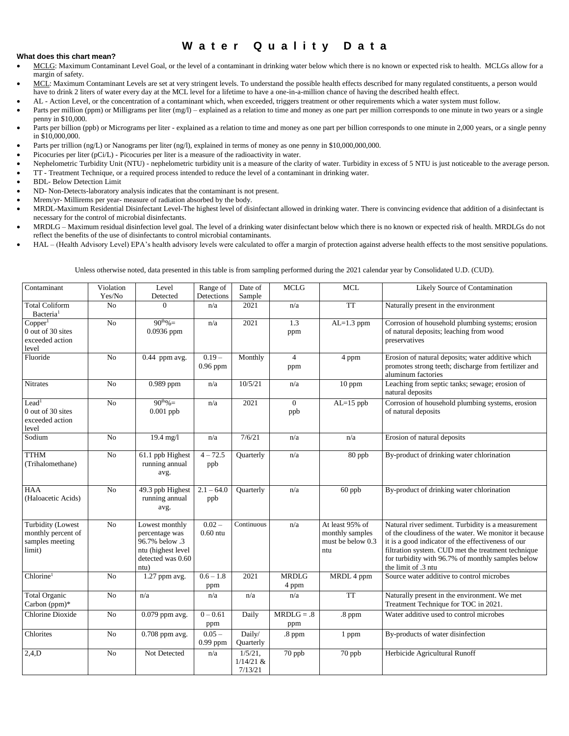# Water Quality Data

**What does this chart mean?**

- MCLG: Maximum Contaminant Level Goal, or the level of a contaminant in drinking water below which there is no known or expected risk to health. MCLGs allow for a margin of safety.
- MCL: Maximum Contaminant Levels are set at very stringent levels. To understand the possible health effects described for many regulated constituents, a person would have to drink 2 liters of water every day at the MCL level for a lifetime to have a one-in-a-million chance of having the described health effect.
- AL - Action Level, or the concentration of a contaminant which, when exceeded, triggers treatment or other requirements which a water system must follow.
- Parts per million (ppm) or Milligrams per liter (mg/l) – explained as a relation to time and money as one part per million corresponds to one minute in two years or a single penny in $10,000.
- Parts per billion (ppb) or Micrograms per liter - explained as a relation to time and money as one part per billion corresponds to one minute in 2,000 years, or a single penny in $10,000,000.
- Parts per trillion (ng/L) or Nanograms per liter (ng/l), explained in terms of money as one penny in $10,000,000,000.
- Picocuries per liter (pCi/L) - Picocuries per liter is a measure of the radioactivity in water.
- Nephelometric Turbidity Unit (NTU) - nephelometric turbidity unit is a measure of the clarity of water. Turbidity in excess of 5 NTU is just noticeable to the average person.
- TT - Treatment Technique, or a required process intended to reduce the level of a contaminant in drinking water.
- BDL- Below Detection Limit
- ND- Non-Detects-laboratory analysis indicates that the contaminant is not present.
- Mrem/yr- Millirems per year- measure of radiation absorbed by the body.
- MRDL-Maximum Residential Disinfectant Level-The highest level of disinfectant allowed in drinking water. There is convincing evidence that addition of a disinfectant is necessary for the control of microbial disinfectants.
- MRDLG – Maximum residual disinfection level goal. The level of a drinking water disinfectant below which there is no known or expected risk of health. MRDLGs do not reflect the benefits of the use of disinfectants to control microbial contaminants.
- HAL – (Health Advisory Level) EPA's health advisory levels were calculated to offer a margin of protection against adverse health effects to the most sensitive populations.

Unless otherwise noted, data presented in this table is from sampling performed during the 2021 calendar year by Consolidated U.D. (CUD).

| Contaminant | Violation Yes/No | Level Detected | Range of Detections | Date of Sample | MCLG | MCL | Likely Source of Contamination |
|---|---|---|---|---|---|---|---|
| Total Coliform Bacteria[1] | No | 0 | n/a | 2021 | n/a | TT | Naturally present in the environment |
| Copper[1] 0 out of 30 sites exceeded action level | No | $90^{th}$%= 0.0936 ppm | n/a | 2021 | 1.3 ppm | AL=1.3 ppm | Corrosion of household plumbing systems; erosion of natural deposits; leaching from wood preservatives |
| Fluoride | No | 0.44 ppm avg. | 0.19 – 0.96 ppm | Monthly | 4 ppm | 4 ppm | Erosion of natural deposits; water additive which promotes strong teeth; discharge from fertilizer and aluminum factories |
| Nitrates | No | 0.989 ppm | n/a | 10/5/21 | n/a | 10 ppm | Leaching from septic tanks; sewage; erosion of natural deposits |
| Lead[1] 0 out of 30 sites exceeded action level | No | $90^{th}$%= 0.001 ppb | n/a | 2021 | 0 ppb | AL=15 ppb | Corrosion of household plumbing systems, erosion of natural deposits |
| Sodium | No | 19.4 mg/l | n/a | 7/6/21 | n/a | n/a | Erosion of natural deposits |
| TTHM (Trihalomethane) | No | 61.1 ppb Highest running annual avg. | 4 – 72.5 ppb | Quarterly | n/a | 80 ppb | By-product of drinking water chlorination |
| HAA (Haloacetic Acids) | No | 49.3 ppb Highest running annual avg. | 2.1 – 64.0 ppb | Quarterly | n/a | 60 ppb | By-product of drinking water chlorination |
| Turbidity (Lowest monthly percent of samples meeting limit) | No | Lowest monthly percentage was 96.7% below .3 ntu (highest level detected was 0.60 ntu) | 0.02 – 0.60 ntu | Continuous | n/a | At least 95% of monthly samples must be below 0.3 ntu | Natural river sediment. Turbidity is a measurement of the cloudiness of the water. We monitor it because it is a good indicator of the effectiveness of our filtration system. CUD met the treatment technique for turbidity with 96.7% of monthly samples below the limit of .3 ntu |
| Chlorine[1] | No | 1.27 ppm avg. | 0.6 – 1.8 ppm | 2021 | MRDLG 4 ppm | MRDL 4 ppm | Source water additive to control microbes |
| Total Organic Carbon (ppm)* | No | n/a | n/a | n/a | n/a | TT | Naturally present in the environment. We met Treatment Technique for TOC in 2021. |
| Chlorine Dioxide | No | 0.079 ppm avg. | 0 – 0.61 ppm | Daily | MRDLG = .8 ppm | .8 ppm | Water additive used to control microbes |
| Chlorites | No | 0.708 ppm avg. | 0.05 – 0.99 ppm | Daily/ Quarterly | .8 ppm | 1 ppm | By-products of water disinfection |
| 2,4,D | No | Not Detected | n/a | 1/5/21, 1/14/21 & 7/13/21 | 70 ppb | 70 ppb | Herbicide Agricultural Runoff |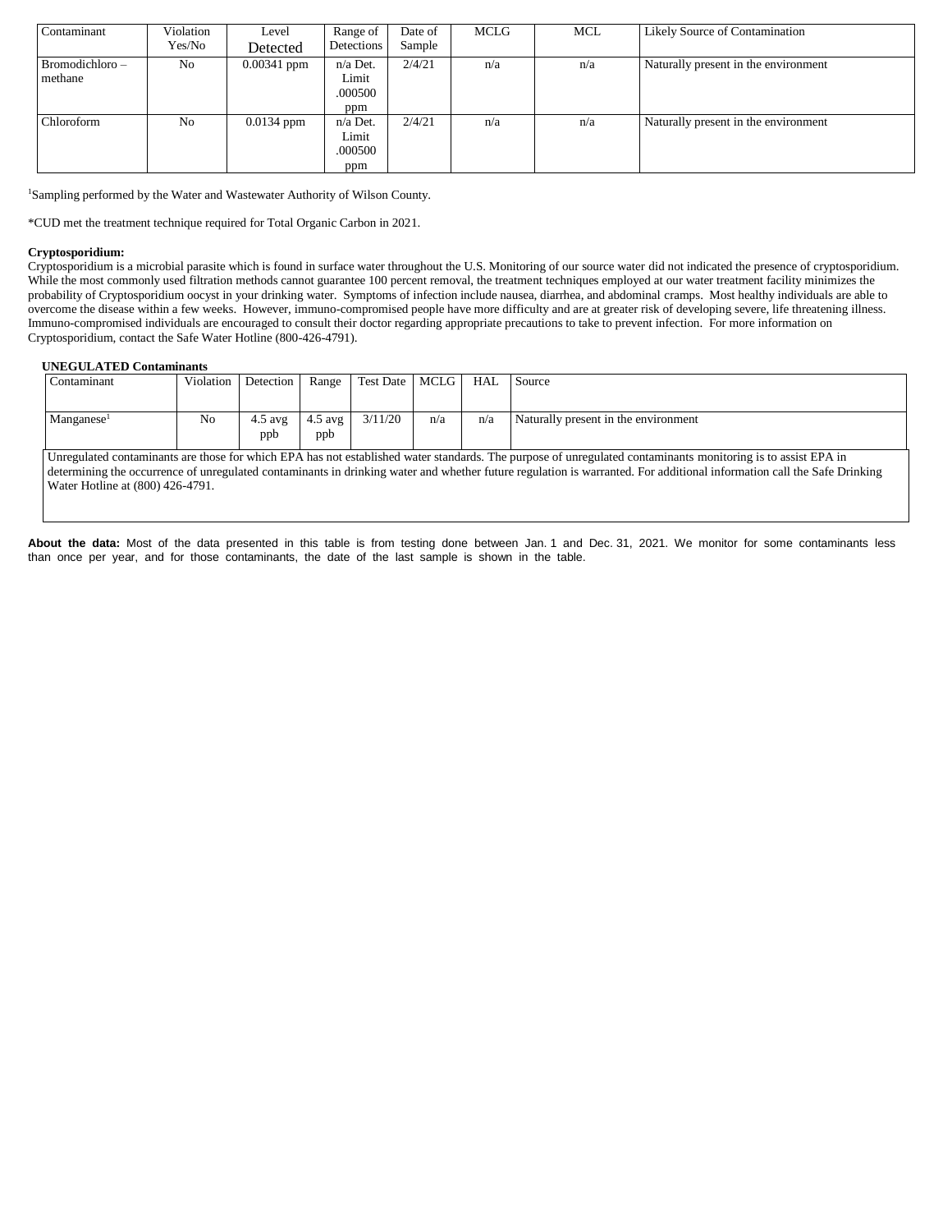| Contaminant | Violation Yes/No | Level Detected | Range of Detections | Date of Sample | MCLG | MCL | Likely Source of Contamination |
|---|---|---|---|---|---|---|---|
| Bromodichloro – methane | No | 0.00341 ppm | n/a Det. Limit .000500 ppm | 2/4/21 | n/a | n/a | Naturally present in the environment |
| Chloroform | No | 0.0134 ppm | n/a Det. Limit .000500 ppm | 2/4/21 | n/a | n/a | Naturally present in the environment |

[1]Sampling performed by the Water and Wastewater Authority of Wilson County.

*CUD met the treatment technique required for Total Organic Carbon in 2021.

**Cryptosporidium:**
Cryptosporidium is a microbial parasite which is found in surface water throughout the U.S. Monitoring of our source water did not indicated the presence of cryptosporidium. While the most commonly used filtration methods cannot guarantee 100 percent removal, the treatment techniques employed at our water treatment facility minimizes the probability of Cryptosporidium oocyst in your drinking water. Symptoms of infection include nausea, diarrhea, and abdominal cramps. Most healthy individuals are able to overcome the disease within a few weeks. However, immuno-compromised people have more difficulty and are at greater risk of developing severe, life threatening illness. Immuno-compromised individuals are encouraged to consult their doctor regarding appropriate precautions to take to prevent infection. For more information on Cryptosporidium, contact the Safe Water Hotline (800-426-4791).

**UNEGULATED Contaminants**

| Contaminant | Violation | Detection | Range | Test Date | MCLG | HAL | Source |
|---|---|---|---|---|---|---|---|
| Manganese[1] | No | 4.5 avg ppb | 4.5 avg ppb | 3/11/20 | n/a | n/a | Naturally present in the environment |

Unregulated contaminants are those for which EPA has not established water standards. The purpose of unregulated contaminants monitoring is to assist EPA in determining the occurrence of unregulated contaminants in drinking water and whether future regulation is warranted. For additional information call the Safe Drinking Water Hotline at (800) 426-4791.

**About the data:** Most of the data presented in this table is from testing done between Jan. 1 and Dec. 31, 2021. We monitor for some contaminants less than once per year, and for those contaminants, the date of the last sample is shown in the table.